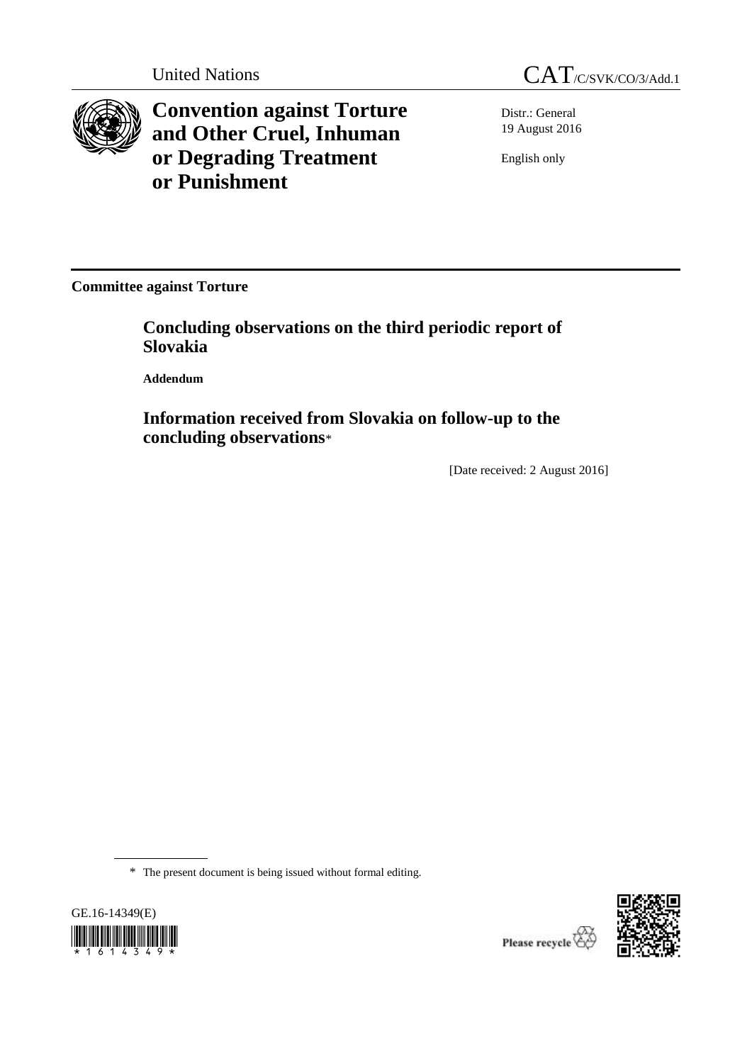United Nations CAT/C/SVK/CO/3/Add.1

# Convention against Torture and Other Cruel, Inhuman or Degrading Treatment or Punishment

Distr.: General
19 August 2016

English only

**Committee against Torture**

## Concluding observations on the third periodic report of Slovakia

**Addendum**

## Information received from Slovakia on follow-up to the concluding observations*

[Date received: 2 August 2016]

* The present document is being issued without formal editing.

GE.16-14349(E)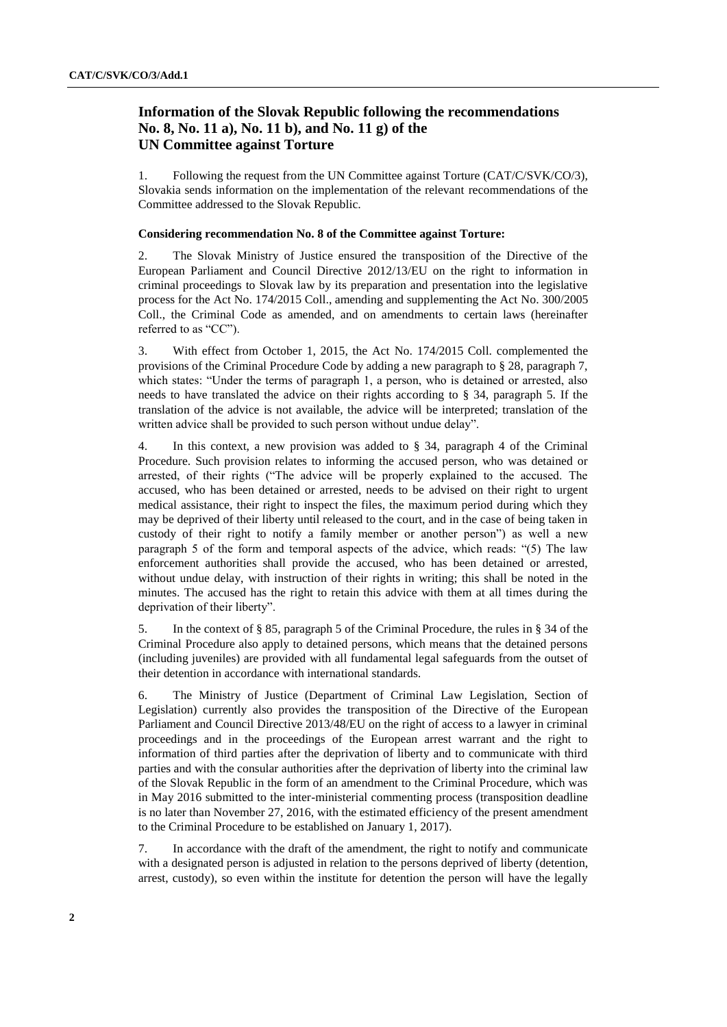## Information of the Slovak Republic following the recommendations No. 8, No. 11 a), No. 11 b), and No. 11 g) of the UN Committee against Torture

1. Following the request from the UN Committee against Torture (CAT/C/SVK/CO/3), Slovakia sends information on the implementation of the relevant recommendations of the Committee addressed to the Slovak Republic.

**Considering recommendation No. 8 of the Committee against Torture:**

2. The Slovak Ministry of Justice ensured the transposition of the Directive of the European Parliament and Council Directive 2012/13/EU on the right to information in criminal proceedings to Slovak law by its preparation and presentation into the legislative process for the Act No. 174/2015 Coll., amending and supplementing the Act No. 300/2005 Coll., the Criminal Code as amended, and on amendments to certain laws (hereinafter referred to as "CC").

3. With effect from October 1, 2015, the Act No. 174/2015 Coll. complemented the provisions of the Criminal Procedure Code by adding a new paragraph to § 28, paragraph 7, which states: "Under the terms of paragraph 1, a person, who is detained or arrested, also needs to have translated the advice on their rights according to § 34, paragraph 5. If the translation of the advice is not available, the advice will be interpreted; translation of the written advice shall be provided to such person without undue delay".

4. In this context, a new provision was added to § 34, paragraph 4 of the Criminal Procedure. Such provision relates to informing the accused person, who was detained or arrested, of their rights ("The advice will be properly explained to the accused. The accused, who has been detained or arrested, needs to be advised on their right to urgent medical assistance, their right to inspect the files, the maximum period during which they may be deprived of their liberty until released to the court, and in the case of being taken in custody of their right to notify a family member or another person") as well a new paragraph 5 of the form and temporal aspects of the advice, which reads: "(5) The law enforcement authorities shall provide the accused, who has been detained or arrested, without undue delay, with instruction of their rights in writing; this shall be noted in the minutes. The accused has the right to retain this advice with them at all times during the deprivation of their liberty".

5. In the context of § 85, paragraph 5 of the Criminal Procedure, the rules in § 34 of the Criminal Procedure also apply to detained persons, which means that the detained persons (including juveniles) are provided with all fundamental legal safeguards from the outset of their detention in accordance with international standards.

6. The Ministry of Justice (Department of Criminal Law Legislation, Section of Legislation) currently also provides the transposition of the Directive of the European Parliament and Council Directive 2013/48/EU on the right of access to a lawyer in criminal proceedings and in the proceedings of the European arrest warrant and the right to information of third parties after the deprivation of liberty and to communicate with third parties and with the consular authorities after the deprivation of liberty into the criminal law of the Slovak Republic in the form of an amendment to the Criminal Procedure, which was in May 2016 submitted to the inter-ministerial commenting process (transposition deadline is no later than November 27, 2016, with the estimated efficiency of the present amendment to the Criminal Procedure to be established on January 1, 2017).

7. In accordance with the draft of the amendment, the right to notify and communicate with a designated person is adjusted in relation to the persons deprived of liberty (detention, arrest, custody), so even within the institute for detention the person will have the legally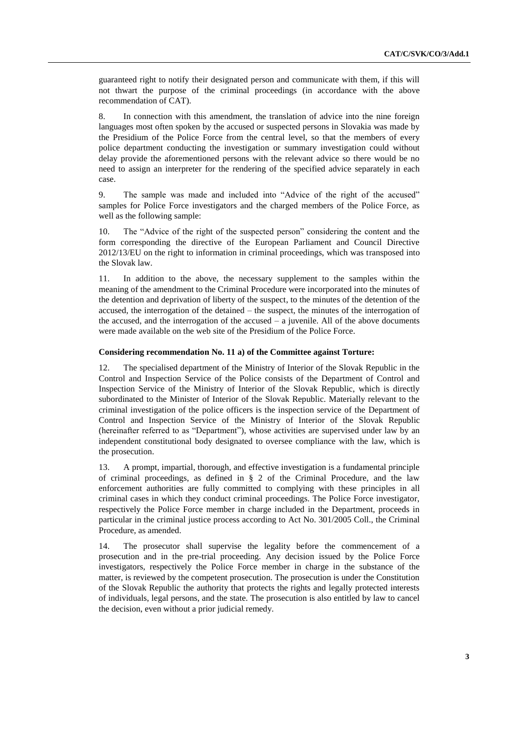guaranteed right to notify their designated person and communicate with them, if this will not thwart the purpose of the criminal proceedings (in accordance with the above recommendation of CAT).

8. In connection with this amendment, the translation of advice into the nine foreign languages most often spoken by the accused or suspected persons in Slovakia was made by the Presidium of the Police Force from the central level, so that the members of every police department conducting the investigation or summary investigation could without delay provide the aforementioned persons with the relevant advice so there would be no need to assign an interpreter for the rendering of the specified advice separately in each case.

9. The sample was made and included into "Advice of the right of the accused" samples for Police Force investigators and the charged members of the Police Force, as well as the following sample:

10. The "Advice of the right of the suspected person" considering the content and the form corresponding the directive of the European Parliament and Council Directive 2012/13/EU on the right to information in criminal proceedings, which was transposed into the Slovak law.

11. In addition to the above, the necessary supplement to the samples within the meaning of the amendment to the Criminal Procedure were incorporated into the minutes of the detention and deprivation of liberty of the suspect, to the minutes of the detention of the accused, the interrogation of the detained – the suspect, the minutes of the interrogation of the accused, and the interrogation of the accused – a juvenile. All of the above documents were made available on the web site of the Presidium of the Police Force.

**Considering recommendation No. 11 a) of the Committee against Torture:**

12. The specialised department of the Ministry of Interior of the Slovak Republic in the Control and Inspection Service of the Police consists of the Department of Control and Inspection Service of the Ministry of Interior of the Slovak Republic, which is directly subordinated to the Minister of Interior of the Slovak Republic. Materially relevant to the criminal investigation of the police officers is the inspection service of the Department of Control and Inspection Service of the Ministry of Interior of the Slovak Republic (hereinafter referred to as "Department"), whose activities are supervised under law by an independent constitutional body designated to oversee compliance with the law, which is the prosecution.

13. A prompt, impartial, thorough, and effective investigation is a fundamental principle of criminal proceedings, as defined in § 2 of the Criminal Procedure, and the law enforcement authorities are fully committed to complying with these principles in all criminal cases in which they conduct criminal proceedings. The Police Force investigator, respectively the Police Force member in charge included in the Department, proceeds in particular in the criminal justice process according to Act No. 301/2005 Coll., the Criminal Procedure, as amended.

14. The prosecutor shall supervise the legality before the commencement of a prosecution and in the pre-trial proceeding. Any decision issued by the Police Force investigators, respectively the Police Force member in charge in the substance of the matter, is reviewed by the competent prosecution. The prosecution is under the Constitution of the Slovak Republic the authority that protects the rights and legally protected interests of individuals, legal persons, and the state. The prosecution is also entitled by law to cancel the decision, even without a prior judicial remedy.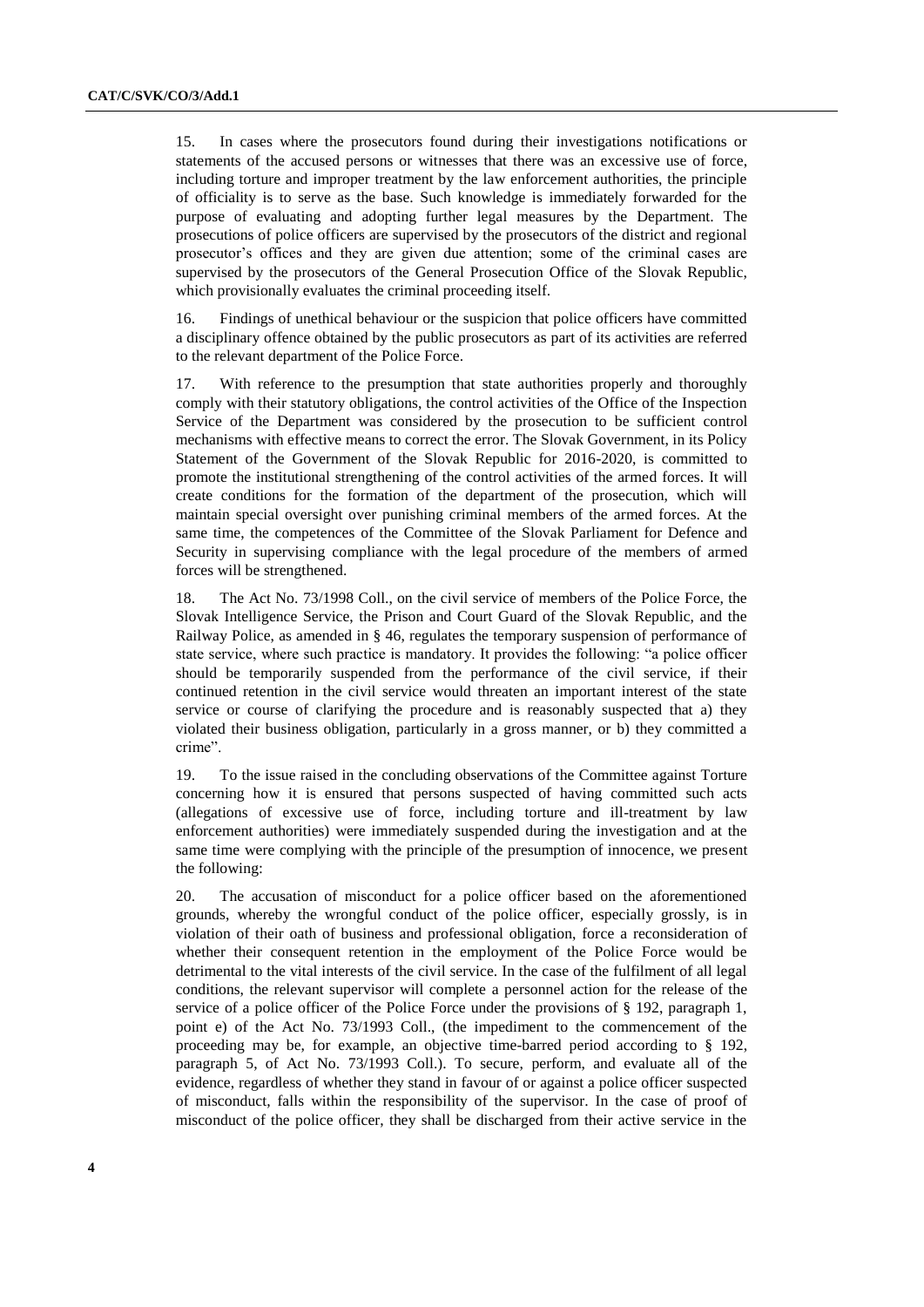15. In cases where the prosecutors found during their investigations notifications or statements of the accused persons or witnesses that there was an excessive use of force, including torture and improper treatment by the law enforcement authorities, the principle of officiality is to serve as the base. Such knowledge is immediately forwarded for the purpose of evaluating and adopting further legal measures by the Department. The prosecutions of police officers are supervised by the prosecutors of the district and regional prosecutor's offices and they are given due attention; some of the criminal cases are supervised by the prosecutors of the General Prosecution Office of the Slovak Republic, which provisionally evaluates the criminal proceeding itself.

16. Findings of unethical behaviour or the suspicion that police officers have committed a disciplinary offence obtained by the public prosecutors as part of its activities are referred to the relevant department of the Police Force.

17. With reference to the presumption that state authorities properly and thoroughly comply with their statutory obligations, the control activities of the Office of the Inspection Service of the Department was considered by the prosecution to be sufficient control mechanisms with effective means to correct the error. The Slovak Government, in its Policy Statement of the Government of the Slovak Republic for 2016-2020, is committed to promote the institutional strengthening of the control activities of the armed forces. It will create conditions for the formation of the department of the prosecution, which will maintain special oversight over punishing criminal members of the armed forces. At the same time, the competences of the Committee of the Slovak Parliament for Defence and Security in supervising compliance with the legal procedure of the members of armed forces will be strengthened.

18. The Act No. 73/1998 Coll., on the civil service of members of the Police Force, the Slovak Intelligence Service, the Prison and Court Guard of the Slovak Republic, and the Railway Police, as amended in § 46, regulates the temporary suspension of performance of state service, where such practice is mandatory. It provides the following: "a police officer should be temporarily suspended from the performance of the civil service, if their continued retention in the civil service would threaten an important interest of the state service or course of clarifying the procedure and is reasonably suspected that a) they violated their business obligation, particularly in a gross manner, or b) they committed a crime".

19. To the issue raised in the concluding observations of the Committee against Torture concerning how it is ensured that persons suspected of having committed such acts (allegations of excessive use of force, including torture and ill-treatment by law enforcement authorities) were immediately suspended during the investigation and at the same time were complying with the principle of the presumption of innocence, we present the following:

20. The accusation of misconduct for a police officer based on the aforementioned grounds, whereby the wrongful conduct of the police officer, especially grossly, is in violation of their oath of business and professional obligation, force a reconsideration of whether their consequent retention in the employment of the Police Force would be detrimental to the vital interests of the civil service. In the case of the fulfilment of all legal conditions, the relevant supervisor will complete a personnel action for the release of the service of a police officer of the Police Force under the provisions of § 192, paragraph 1, point e) of the Act No. 73/1993 Coll., (the impediment to the commencement of the proceeding may be, for example, an objective time-barred period according to § 192, paragraph 5, of Act No. 73/1993 Coll.). To secure, perform, and evaluate all of the evidence, regardless of whether they stand in favour of or against a police officer suspected of misconduct, falls within the responsibility of the supervisor. In the case of proof of misconduct of the police officer, they shall be discharged from their active service in the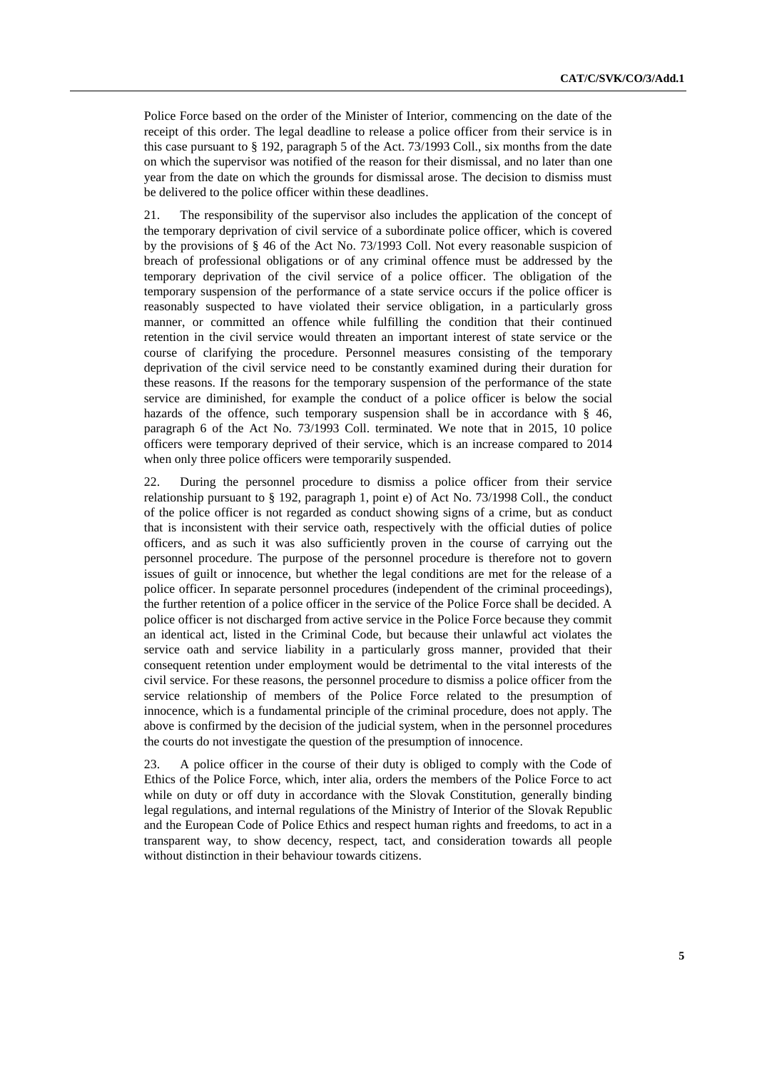Police Force based on the order of the Minister of Interior, commencing on the date of the receipt of this order. The legal deadline to release a police officer from their service is in this case pursuant to § 192, paragraph 5 of the Act. 73/1993 Coll., six months from the date on which the supervisor was notified of the reason for their dismissal, and no later than one year from the date on which the grounds for dismissal arose. The decision to dismiss must be delivered to the police officer within these deadlines.

21. The responsibility of the supervisor also includes the application of the concept of the temporary deprivation of civil service of a subordinate police officer, which is covered by the provisions of § 46 of the Act No. 73/1993 Coll. Not every reasonable suspicion of breach of professional obligations or of any criminal offence must be addressed by the temporary deprivation of the civil service of a police officer. The obligation of the temporary suspension of the performance of a state service occurs if the police officer is reasonably suspected to have violated their service obligation, in a particularly gross manner, or committed an offence while fulfilling the condition that their continued retention in the civil service would threaten an important interest of state service or the course of clarifying the procedure. Personnel measures consisting of the temporary deprivation of the civil service need to be constantly examined during their duration for these reasons. If the reasons for the temporary suspension of the performance of the state service are diminished, for example the conduct of a police officer is below the social hazards of the offence, such temporary suspension shall be in accordance with § 46, paragraph 6 of the Act No. 73/1993 Coll. terminated. We note that in 2015, 10 police officers were temporary deprived of their service, which is an increase compared to 2014 when only three police officers were temporarily suspended.

22. During the personnel procedure to dismiss a police officer from their service relationship pursuant to § 192, paragraph 1, point e) of Act No. 73/1998 Coll., the conduct of the police officer is not regarded as conduct showing signs of a crime, but as conduct that is inconsistent with their service oath, respectively with the official duties of police officers, and as such it was also sufficiently proven in the course of carrying out the personnel procedure. The purpose of the personnel procedure is therefore not to govern issues of guilt or innocence, but whether the legal conditions are met for the release of a police officer. In separate personnel procedures (independent of the criminal proceedings), the further retention of a police officer in the service of the Police Force shall be decided. A police officer is not discharged from active service in the Police Force because they commit an identical act, listed in the Criminal Code, but because their unlawful act violates the service oath and service liability in a particularly gross manner, provided that their consequent retention under employment would be detrimental to the vital interests of the civil service. For these reasons, the personnel procedure to dismiss a police officer from the service relationship of members of the Police Force related to the presumption of innocence, which is a fundamental principle of the criminal procedure, does not apply. The above is confirmed by the decision of the judicial system, when in the personnel procedures the courts do not investigate the question of the presumption of innocence.

23. A police officer in the course of their duty is obliged to comply with the Code of Ethics of the Police Force, which, inter alia, orders the members of the Police Force to act while on duty or off duty in accordance with the Slovak Constitution, generally binding legal regulations, and internal regulations of the Ministry of Interior of the Slovak Republic and the European Code of Police Ethics and respect human rights and freedoms, to act in a transparent way, to show decency, respect, tact, and consideration towards all people without distinction in their behaviour towards citizens.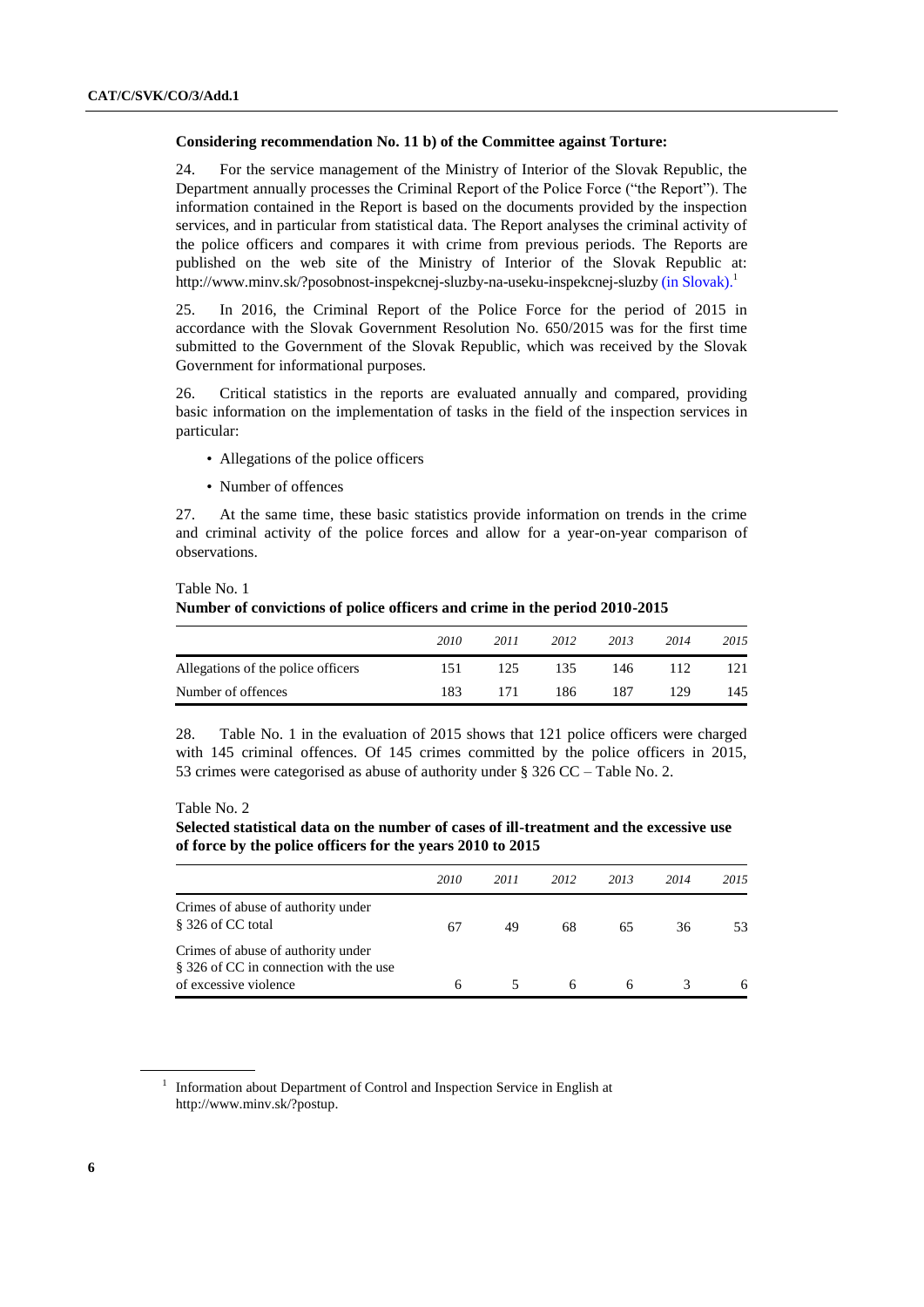**Considering recommendation No. 11 b) of the Committee against Torture:**

24. For the service management of the Ministry of Interior of the Slovak Republic, the Department annually processes the Criminal Report of the Police Force ("the Report"). The information contained in the Report is based on the documents provided by the inspection services, and in particular from statistical data. The Report analyses the criminal activity of the police officers and compares it with crime from previous periods. The Reports are published on the web site of the Ministry of Interior of the Slovak Republic at: http://www.minv.sk/?posobnost-inspekcnej-sluzby-na-useku-inspekcnej-sluzby (in Slovak).[1]

25. In 2016, the Criminal Report of the Police Force for the period of 2015 in accordance with the Slovak Government Resolution No. 650/2015 was for the first time submitted to the Government of the Slovak Republic, which was received by the Slovak Government for informational purposes.

26. Critical statistics in the reports are evaluated annually and compared, providing basic information on the implementation of tasks in the field of the inspection services in particular:

- Allegations of the police officers
- Number of offences

27. At the same time, these basic statistics provide information on trends in the crime and criminal activity of the police forces and allow for a year-on-year comparison of observations.

Table No. 1
**Number of convictions of police officers and crime in the period 2010-2015**

| | *2010* | *2011* | *2012* | *2013* | *2014* | *2015* |
|---|---|---|---|---|---|---|
| Allegations of the police officers | 151 | 125 | 135 | 146 | 112 | 121 |
| Number of offences | 183 | 171 | 186 | 187 | 129 | 145 |

28. Table No. 1 in the evaluation of 2015 shows that 121 police officers were charged with 145 criminal offences. Of 145 crimes committed by the police officers in 2015, 53 crimes were categorised as abuse of authority under § 326 CC – Table No. 2.

Table No. 2
**Selected statistical data on the number of cases of ill-treatment and the excessive use of force by the police officers for the years 2010 to 2015**

| | *2010* | *2011* | *2012* | *2013* | *2014* | *2015* |
|---|---|---|---|---|---|---|
| Crimes of abuse of authority under § 326 of CC total | 67 | 49 | 68 | 65 | 36 | 53 |
| Crimes of abuse of authority under § 326 of CC in connection with the use of excessive violence | 6 | 5 | 6 | 6 | 3 | 6 |

[1] Information about Department of Control and Inspection Service in English at http://www.minv.sk/?postup.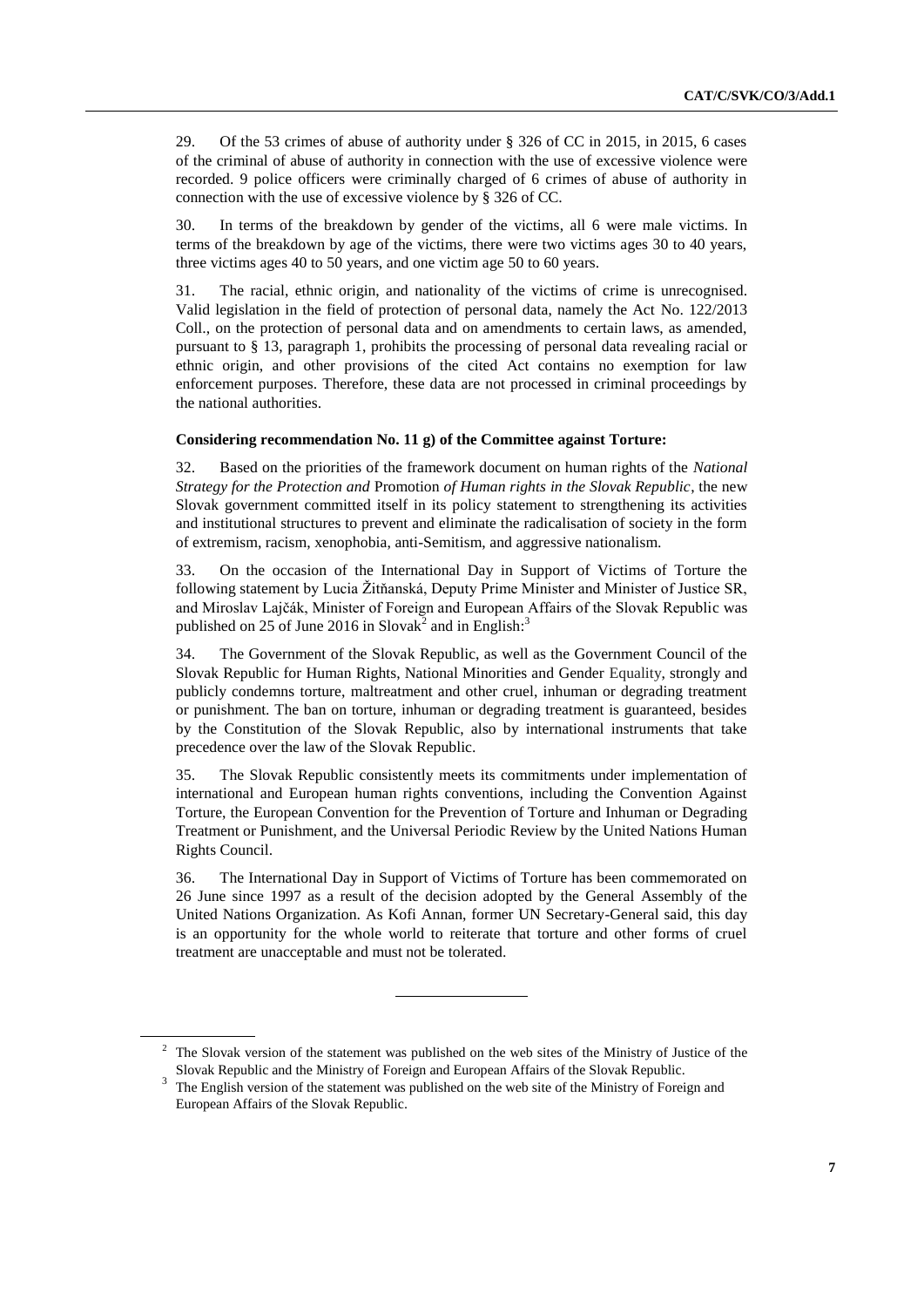29. Of the 53 crimes of abuse of authority under § 326 of CC in 2015, in 2015, 6 cases of the criminal of abuse of authority in connection with the use of excessive violence were recorded. 9 police officers were criminally charged of 6 crimes of abuse of authority in connection with the use of excessive violence by § 326 of CC.

30. In terms of the breakdown by gender of the victims, all 6 were male victims. In terms of the breakdown by age of the victims, there were two victims ages 30 to 40 years, three victims ages 40 to 50 years, and one victim age 50 to 60 years.

31. The racial, ethnic origin, and nationality of the victims of crime is unrecognised. Valid legislation in the field of protection of personal data, namely the Act No. 122/2013 Coll., on the protection of personal data and on amendments to certain laws, as amended, pursuant to § 13, paragraph 1, prohibits the processing of personal data revealing racial or ethnic origin, and other provisions of the cited Act contains no exemption for law enforcement purposes. Therefore, these data are not processed in criminal proceedings by the national authorities.

**Considering recommendation No. 11 g) of the Committee against Torture:**

32. Based on the priorities of the framework document on human rights of the *National Strategy for the Protection and* Promotion *of Human rights in the Slovak Republic*, the new Slovak government committed itself in its policy statement to strengthening its activities and institutional structures to prevent and eliminate the radicalisation of society in the form of extremism, racism, xenophobia, anti-Semitism, and aggressive nationalism.

33. On the occasion of the International Day in Support of Victims of Torture the following statement by Lucia Žitňanská, Deputy Prime Minister and Minister of Justice SR, and Miroslav Lajčák, Minister of Foreign and European Affairs of the Slovak Republic was published on 25 of June 2016 in Slovak[2] and in English:[3]

34. The Government of the Slovak Republic, as well as the Government Council of the Slovak Republic for Human Rights, National Minorities and Gender Equality, strongly and publicly condemns torture, maltreatment and other cruel, inhuman or degrading treatment or punishment. The ban on torture, inhuman or degrading treatment is guaranteed, besides by the Constitution of the Slovak Republic, also by international instruments that take precedence over the law of the Slovak Republic.

35. The Slovak Republic consistently meets its commitments under implementation of international and European human rights conventions, including the Convention Against Torture, the European Convention for the Prevention of Torture and Inhuman or Degrading Treatment or Punishment, and the Universal Periodic Review by the United Nations Human Rights Council.

36. The International Day in Support of Victims of Torture has been commemorated on 26 June since 1997 as a result of the decision adopted by the General Assembly of the United Nations Organization. As Kofi Annan, former UN Secretary-General said, this day is an opportunity for the whole world to reiterate that torture and other forms of cruel treatment are unacceptable and must not be tolerated.

---

[2] The Slovak version of the statement was published on the web sites of the Ministry of Justice of the Slovak Republic and the Ministry of Foreign and European Affairs of the Slovak Republic.

[3] The English version of the statement was published on the web site of the Ministry of Foreign and European Affairs of the Slovak Republic.